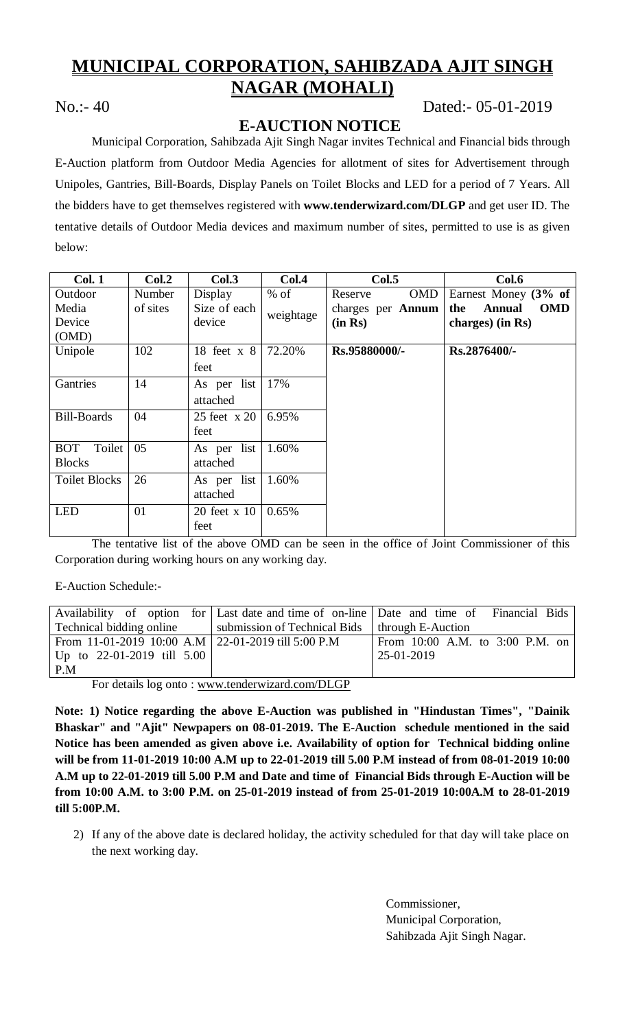# MUNICIPAL CORPORATION, SAHIBZADA AJIT SINGH NAGAR (MOHALI)

No.:- 40 Dated:- 05-01-2019

## E-AUCTION NOTICE

Municipal Corporation, Sahibzada Ajit Singh Nagar invites Technical and Financial bids through E-Auction platform from Outdoor Media Agencies for allotment of sites for Advertisement through Unipoles, Gantries, Bill-Boards, Display Panels on Toilet Blocks and LED for a period of 7 Years. All the bidders have to get themselves registered with **www.tenderwizard.com/DLGP** and get user ID. The tentative details of Outdoor Media devices and maximum number of sites, permitted to use is as given below:

| Col. 1 | Col.2 | Col.3 | Col.4 | Col.5 | Col.6 |
|---|---|---|---|---|---|
| Outdoor Media Device (OMD) | Number of sites | Display Size of each device | % of weightage | Reserve OMD charges per **Annum (in Rs)** | Earnest Money **(3% of the Annual OMD charges) (in Rs)** |
| Unipole | 102 | 18 feet x 8 feet | 72.20% | **Rs.95880000/-** | **Rs.2876400/-** |
| Gantries | 14 | As per list attached | 17% | | |
| Bill-Boards | 04 | 25 feet x 20 feet | 6.95% | | |
| BOT Toilet Blocks | 05 | As per list attached | 1.60% | | |
| Toilet Blocks | 26 | As per list attached | 1.60% | | |
| LED | 01 | 20 feet x 10 feet | 0.65% | | |

The tentative list of the above OMD can be seen in the office of Joint Commissioner of this Corporation during working hours on any working day.

E-Auction Schedule:-

| Availability of option for Technical bidding online | Last date and time of on-line submission of Technical Bids | Date and time of Financial Bids through E-Auction |
|---|---|---|
| From 11-01-2019 10:00 A.M Up to 22-01-2019 till 5.00 P.M | 22-01-2019 till 5:00 P.M | From 10:00 A.M. to 3:00 P.M. on 25-01-2019 |

For details log onto : www.tenderwizard.com/DLGP

**Note: 1) Notice regarding the above E-Auction was published in "Hindustan Times", "Dainik Bhaskar" and "Ajit" Newpapers on 08-01-2019. The E-Auction schedule mentioned in the said Notice has been amended as given above i.e. Availability of option for Technical bidding online will be from 11-01-2019 10:00 A.M up to 22-01-2019 till 5.00 P.M instead of from 08-01-2019 10:00 A.M up to 22-01-2019 till 5.00 P.M and Date and time of Financial Bids through E-Auction will be from 10:00 A.M. to 3:00 P.M. on 25-01-2019 instead of from 25-01-2019 10:00A.M to 28-01-2019 till 5:00P.M.**

2) If any of the above date is declared holiday, the activity scheduled for that day will take place on the next working day.

Commissioner,
Municipal Corporation,
Sahibzada Ajit Singh Nagar.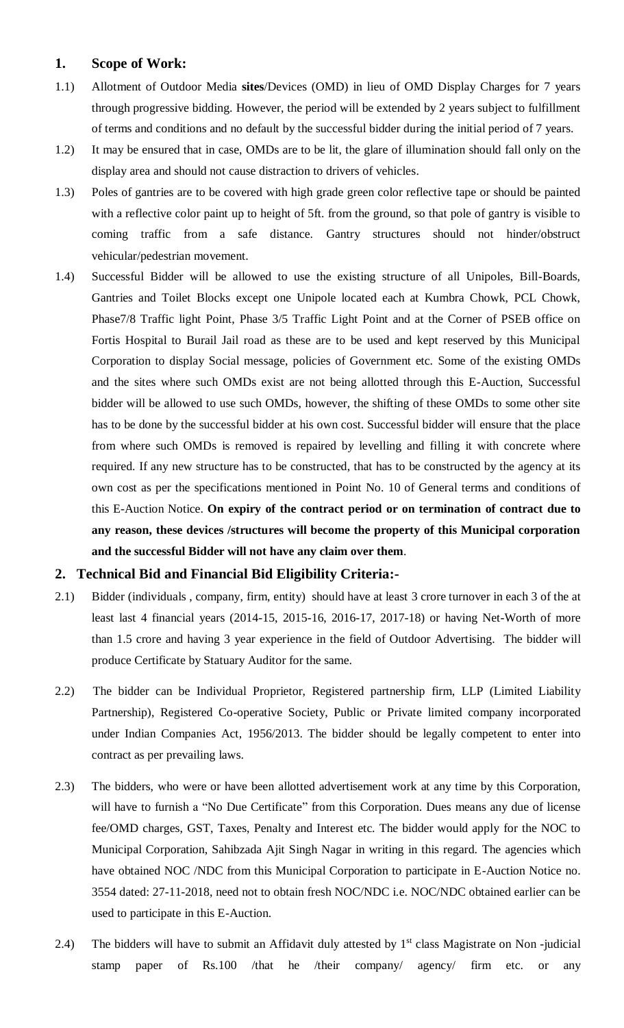## 1. Scope of Work:

1.1) Allotment of Outdoor Media **sites**/Devices (OMD) in lieu of OMD Display Charges for 7 years through progressive bidding. However, the period will be extended by 2 years subject to fulfillment of terms and conditions and no default by the successful bidder during the initial period of 7 years.

1.2) It may be ensured that in case, OMDs are to be lit, the glare of illumination should fall only on the display area and should not cause distraction to drivers of vehicles.

1.3) Poles of gantries are to be covered with high grade green color reflective tape or should be painted with a reflective color paint up to height of 5ft. from the ground, so that pole of gantry is visible to coming traffic from a safe distance. Gantry structures should not hinder/obstruct vehicular/pedestrian movement.

1.4) Successful Bidder will be allowed to use the existing structure of all Unipoles, Bill-Boards, Gantries and Toilet Blocks except one Unipole located each at Kumbra Chowk, PCL Chowk, Phase7/8 Traffic light Point, Phase 3/5 Traffic Light Point and at the Corner of PSEB office on Fortis Hospital to Burail Jail road as these are to be used and kept reserved by this Municipal Corporation to display Social message, policies of Government etc. Some of the existing OMDs and the sites where such OMDs exist are not being allotted through this E-Auction, Successful bidder will be allowed to use such OMDs, however, the shifting of these OMDs to some other site has to be done by the successful bidder at his own cost. Successful bidder will ensure that the place from where such OMDs is removed is repaired by levelling and filling it with concrete where required. If any new structure has to be constructed, that has to be constructed by the agency at its own cost as per the specifications mentioned in Point No. 10 of General terms and conditions of this E-Auction Notice. **On expiry of the contract period or on termination of contract due to any reason, these devices /structures will become the property of this Municipal corporation and the successful Bidder will not have any claim over them**.

## 2. Technical Bid and Financial Bid Eligibility Criteria:-

2.1) Bidder (individuals , company, firm, entity) should have at least 3 crore turnover in each 3 of the at least last 4 financial years (2014-15, 2015-16, 2016-17, 2017-18) or having Net-Worth of more than 1.5 crore and having 3 year experience in the field of Outdoor Advertising. The bidder will produce Certificate by Statuary Auditor for the same.

2.2) The bidder can be Individual Proprietor, Registered partnership firm, LLP (Limited Liability Partnership), Registered Co-operative Society, Public or Private limited company incorporated under Indian Companies Act, 1956/2013. The bidder should be legally competent to enter into contract as per prevailing laws.

2.3) The bidders, who were or have been allotted advertisement work at any time by this Corporation, will have to furnish a "No Due Certificate" from this Corporation. Dues means any due of license fee/OMD charges, GST, Taxes, Penalty and Interest etc. The bidder would apply for the NOC to Municipal Corporation, Sahibzada Ajit Singh Nagar in writing in this regard. The agencies which have obtained NOC /NDC from this Municipal Corporation to participate in E-Auction Notice no. 3554 dated: 27-11-2018, need not to obtain fresh NOC/NDC i.e. NOC/NDC obtained earlier can be used to participate in this E-Auction.

2.4) The bidders will have to submit an Affidavit duly attested by 1st class Magistrate on Non -judicial stamp paper of Rs.100 /that he /their company/ agency/ firm etc. or any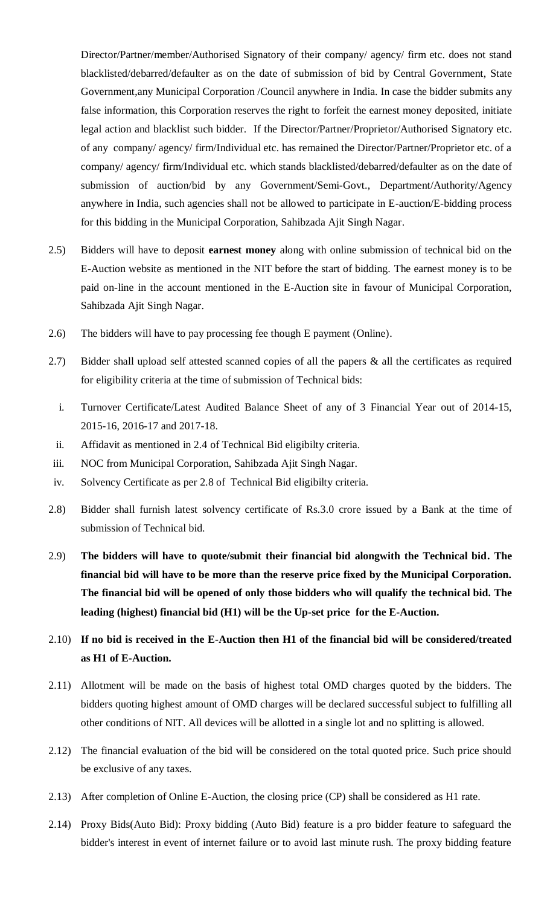Director/Partner/member/Authorised Signatory of their company/ agency/ firm etc. does not stand blacklisted/debarred/defaulter as on the date of submission of bid by Central Government, State Government,any Municipal Corporation /Council anywhere in India. In case the bidder submits any false information, this Corporation reserves the right to forfeit the earnest money deposited, initiate legal action and blacklist such bidder. If the Director/Partner/Proprietor/Authorised Signatory etc. of any company/ agency/ firm/Individual etc. has remained the Director/Partner/Proprietor etc. of a company/ agency/ firm/Individual etc. which stands blacklisted/debarred/defaulter as on the date of submission of auction/bid by any Government/Semi-Govt., Department/Authority/Agency anywhere in India, such agencies shall not be allowed to participate in E-auction/E-bidding process for this bidding in the Municipal Corporation, Sahibzada Ajit Singh Nagar.

2.5) Bidders will have to deposit **earnest money** along with online submission of technical bid on the E-Auction website as mentioned in the NIT before the start of bidding. The earnest money is to be paid on-line in the account mentioned in the E-Auction site in favour of Municipal Corporation, Sahibzada Ajit Singh Nagar.

2.6) The bidders will have to pay processing fee though E payment (Online).

2.7) Bidder shall upload self attested scanned copies of all the papers & all the certificates as required for eligibility criteria at the time of submission of Technical bids:

   i. Turnover Certificate/Latest Audited Balance Sheet of any of 3 Financial Year out of 2014-15, 2015-16, 2016-17 and 2017-18.
   ii. Affidavit as mentioned in 2.4 of Technical Bid eligibilty criteria.
   iii. NOC from Municipal Corporation, Sahibzada Ajit Singh Nagar.
   iv. Solvency Certificate as per 2.8 of Technical Bid eligibilty criteria.

2.8) Bidder shall furnish latest solvency certificate of Rs.3.0 crore issued by a Bank at the time of submission of Technical bid.

2.9) **The bidders will have to quote/submit their financial bid alongwith the Technical bid. The financial bid will have to be more than the reserve price fixed by the Municipal Corporation. The financial bid will be opened of only those bidders who will qualify the technical bid. The leading (highest) financial bid (H1) will be the Up-set price for the E-Auction.**

2.10) **If no bid is received in the E-Auction then H1 of the financial bid will be considered/treated as H1 of E-Auction.**

2.11) Allotment will be made on the basis of highest total OMD charges quoted by the bidders. The bidders quoting highest amount of OMD charges will be declared successful subject to fulfilling all other conditions of NIT. All devices will be allotted in a single lot and no splitting is allowed.

2.12) The financial evaluation of the bid will be considered on the total quoted price. Such price should be exclusive of any taxes.

2.13) After completion of Online E-Auction, the closing price (CP) shall be considered as H1 rate.

2.14) Proxy Bids(Auto Bid): Proxy bidding (Auto Bid) feature is a pro bidder feature to safeguard the bidder's interest in event of internet failure or to avoid last minute rush. The proxy bidding feature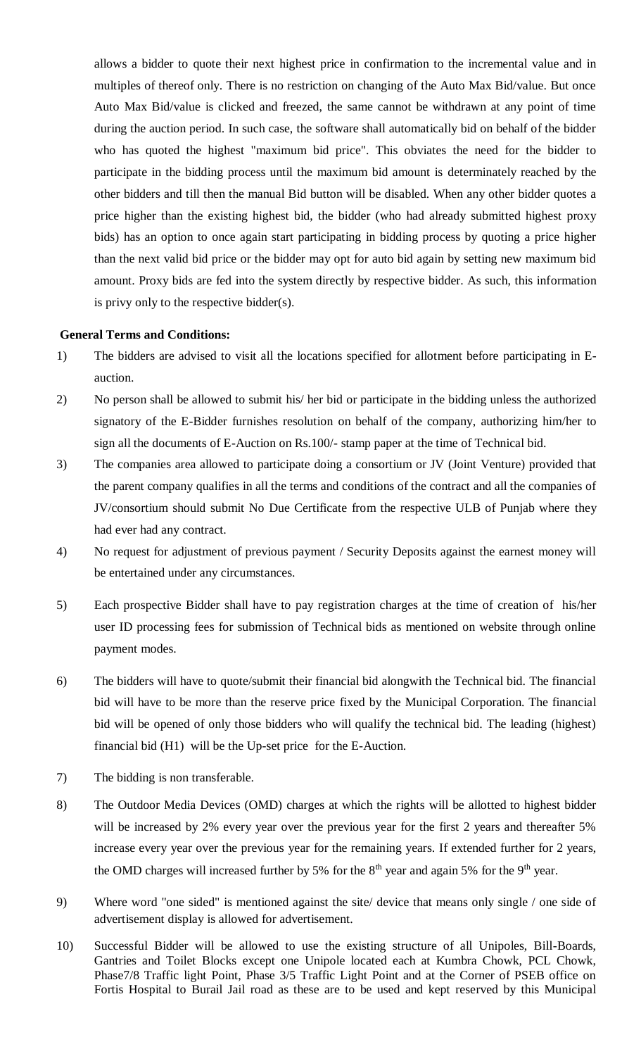allows a bidder to quote their next highest price in confirmation to the incremental value and in multiples of thereof only. There is no restriction on changing of the Auto Max Bid/value. But once Auto Max Bid/value is clicked and freezed, the same cannot be withdrawn at any point of time during the auction period. In such case, the software shall automatically bid on behalf of the bidder who has quoted the highest "maximum bid price". This obviates the need for the bidder to participate in the bidding process until the maximum bid amount is determinately reached by the other bidders and till then the manual Bid button will be disabled. When any other bidder quotes a price higher than the existing highest bid, the bidder (who had already submitted highest proxy bids) has an option to once again start participating in bidding process by quoting a price higher than the next valid bid price or the bidder may opt for auto bid again by setting new maximum bid amount. Proxy bids are fed into the system directly by respective bidder. As such, this information is privy only to the respective bidder(s).

**General Terms and Conditions:**

1) The bidders are advised to visit all the locations specified for allotment before participating in E-auction.

2) No person shall be allowed to submit his/ her bid or participate in the bidding unless the authorized signatory of the E-Bidder furnishes resolution on behalf of the company, authorizing him/her to sign all the documents of E-Auction on Rs.100/- stamp paper at the time of Technical bid.

3) The companies area allowed to participate doing a consortium or JV (Joint Venture) provided that the parent company qualifies in all the terms and conditions of the contract and all the companies of JV/consortium should submit No Due Certificate from the respective ULB of Punjab where they had ever had any contract.

4) No request for adjustment of previous payment / Security Deposits against the earnest money will be entertained under any circumstances.

5) Each prospective Bidder shall have to pay registration charges at the time of creation of his/her user ID processing fees for submission of Technical bids as mentioned on website through online payment modes.

6) The bidders will have to quote/submit their financial bid alongwith the Technical bid. The financial bid will have to be more than the reserve price fixed by the Municipal Corporation. The financial bid will be opened of only those bidders who will qualify the technical bid. The leading (highest) financial bid (H1) will be the Up-set price for the E-Auction.

7) The bidding is non transferable.

8) The Outdoor Media Devices (OMD) charges at which the rights will be allotted to highest bidder will be increased by 2% every year over the previous year for the first 2 years and thereafter 5% increase every year over the previous year for the remaining years. If extended further for 2 years, the OMD charges will increased further by 5% for the 8th year and again 5% for the 9th year.

9) Where word "one sided" is mentioned against the site/ device that means only single / one side of advertisement display is allowed for advertisement.

10) Successful Bidder will be allowed to use the existing structure of all Unipoles, Bill-Boards, Gantries and Toilet Blocks except one Unipole located each at Kumbra Chowk, PCL Chowk, Phase7/8 Traffic light Point, Phase 3/5 Traffic Light Point and at the Corner of PSEB office on Fortis Hospital to Burail Jail road as these are to be used and kept reserved by this Municipal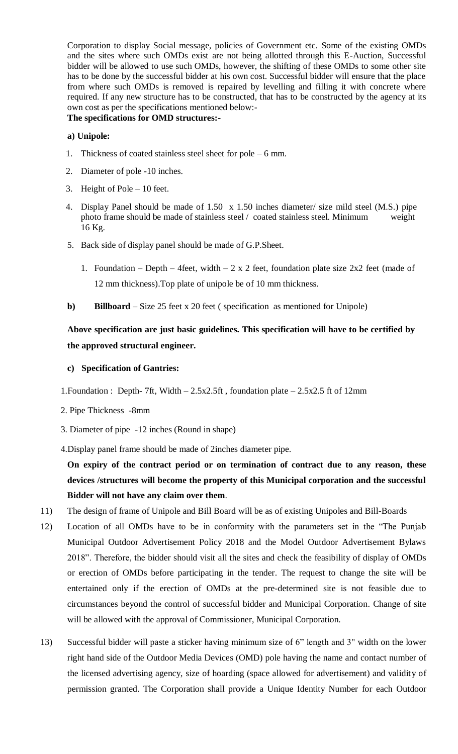Corporation to display Social message, policies of Government etc. Some of the existing OMDs and the sites where such OMDs exist are not being allotted through this E-Auction, Successful bidder will be allowed to use such OMDs, however, the shifting of these OMDs to some other site has to be done by the successful bidder at his own cost. Successful bidder will ensure that the place from where such OMDs is removed is repaired by levelling and filling it with concrete where required. If any new structure has to be constructed, that has to be constructed by the agency at its own cost as per the specifications mentioned below:-

**The specifications for OMD structures:-**

**a) Unipole:**

1. Thickness of coated stainless steel sheet for pole – 6 mm.
2. Diameter of pole -10 inches.
3. Height of Pole – 10 feet.
4. Display Panel should be made of 1.50 x 1.50 inches diameter/ size mild steel (M.S.) pipe photo frame should be made of stainless steel / coated stainless steel. Minimum weight 16 Kg.
5. Back side of display panel should be made of G.P.Sheet.
   1. Foundation – Depth – 4feet, width – 2 x 2 feet, foundation plate size 2x2 feet (made of 12 mm thickness).Top plate of unipole be of 10 mm thickness.

**b) Billboard** – Size 25 feet x 20 feet ( specification as mentioned for Unipole)

**Above specification are just basic guidelines. This specification will have to be certified by the approved structural engineer.**

**c) Specification of Gantries:**

1. Foundation : Depth- 7ft, Width – 2.5x2.5ft , foundation plate – 2.5x2.5 ft of 12mm
2. Pipe Thickness -8mm
3. Diameter of pipe -12 inches (Round in shape)
4. Display panel frame should be made of 2inches diameter pipe.

**On expiry of the contract period or on termination of contract due to any reason, these devices /structures will become the property of this Municipal corporation and the successful Bidder will not have any claim over them**.

11) The design of frame of Unipole and Bill Board will be as of existing Unipoles and Bill-Boards

12) Location of all OMDs have to be in conformity with the parameters set in the "The Punjab Municipal Outdoor Advertisement Policy 2018 and the Model Outdoor Advertisement Bylaws 2018". Therefore, the bidder should visit all the sites and check the feasibility of display of OMDs or erection of OMDs before participating in the tender. The request to change the site will be entertained only if the erection of OMDs at the pre-determined site is not feasible due to circumstances beyond the control of successful bidder and Municipal Corporation. Change of site will be allowed with the approval of Commissioner, Municipal Corporation.

13) Successful bidder will paste a sticker having minimum size of 6" length and 3" width on the lower right hand side of the Outdoor Media Devices (OMD) pole having the name and contact number of the licensed advertising agency, size of hoarding (space allowed for advertisement) and validity of permission granted. The Corporation shall provide a Unique Identity Number for each Outdoor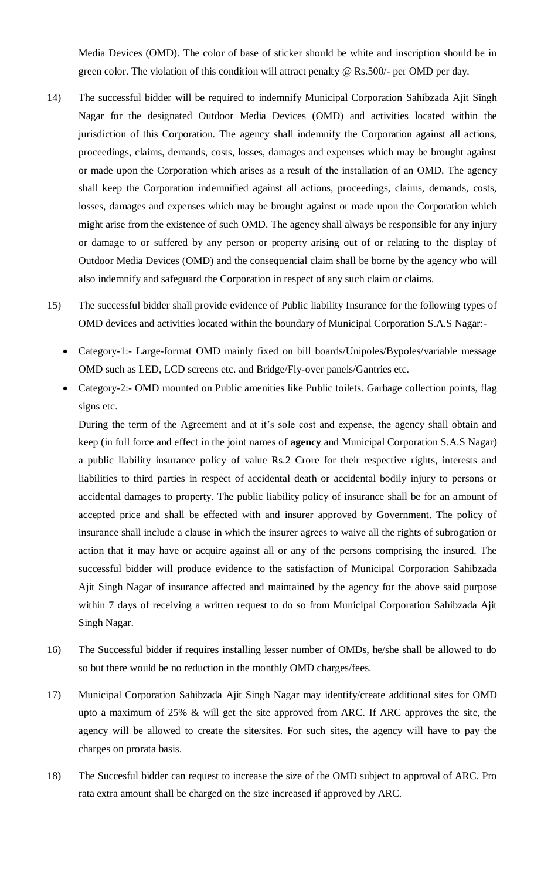Media Devices (OMD). The color of base of sticker should be white and inscription should be in green color. The violation of this condition will attract penalty @ Rs.500/- per OMD per day.

14) The successful bidder will be required to indemnify Municipal Corporation Sahibzada Ajit Singh Nagar for the designated Outdoor Media Devices (OMD) and activities located within the jurisdiction of this Corporation. The agency shall indemnify the Corporation against all actions, proceedings, claims, demands, costs, losses, damages and expenses which may be brought against or made upon the Corporation which arises as a result of the installation of an OMD. The agency shall keep the Corporation indemnified against all actions, proceedings, claims, demands, costs, losses, damages and expenses which may be brought against or made upon the Corporation which might arise from the existence of such OMD. The agency shall always be responsible for any injury or damage to or suffered by any person or property arising out of or relating to the display of Outdoor Media Devices (OMD) and the consequential claim shall be borne by the agency who will also indemnify and safeguard the Corporation in respect of any such claim or claims.

15) The successful bidder shall provide evidence of Public liability Insurance for the following types of OMD devices and activities located within the boundary of Municipal Corporation S.A.S Nagar:-

   - Category-1:- Large-format OMD mainly fixed on bill boards/Unipoles/Bypoles/variable message OMD such as LED, LCD screens etc. and Bridge/Fly-over panels/Gantries etc.
   - Category-2:- OMD mounted on Public amenities like Public toilets. Garbage collection points, flag signs etc.

   During the term of the Agreement and at it's sole cost and expense, the agency shall obtain and keep (in full force and effect in the joint names of **agency** and Municipal Corporation S.A.S Nagar) a public liability insurance policy of value Rs.2 Crore for their respective rights, interests and liabilities to third parties in respect of accidental death or accidental bodily injury to persons or accidental damages to property. The public liability policy of insurance shall be for an amount of accepted price and shall be effected with and insurer approved by Government. The policy of insurance shall include a clause in which the insurer agrees to waive all the rights of subrogation or action that it may have or acquire against all or any of the persons comprising the insured. The successful bidder will produce evidence to the satisfaction of Municipal Corporation Sahibzada Ajit Singh Nagar of insurance affected and maintained by the agency for the above said purpose within 7 days of receiving a written request to do so from Municipal Corporation Sahibzada Ajit Singh Nagar.

16) The Successful bidder if requires installing lesser number of OMDs, he/she shall be allowed to do so but there would be no reduction in the monthly OMD charges/fees.

17) Municipal Corporation Sahibzada Ajit Singh Nagar may identify/create additional sites for OMD upto a maximum of 25% & will get the site approved from ARC. If ARC approves the site, the agency will be allowed to create the site/sites. For such sites, the agency will have to pay the charges on prorata basis.

18) The Succesful bidder can request to increase the size of the OMD subject to approval of ARC. Pro rata extra amount shall be charged on the size increased if approved by ARC.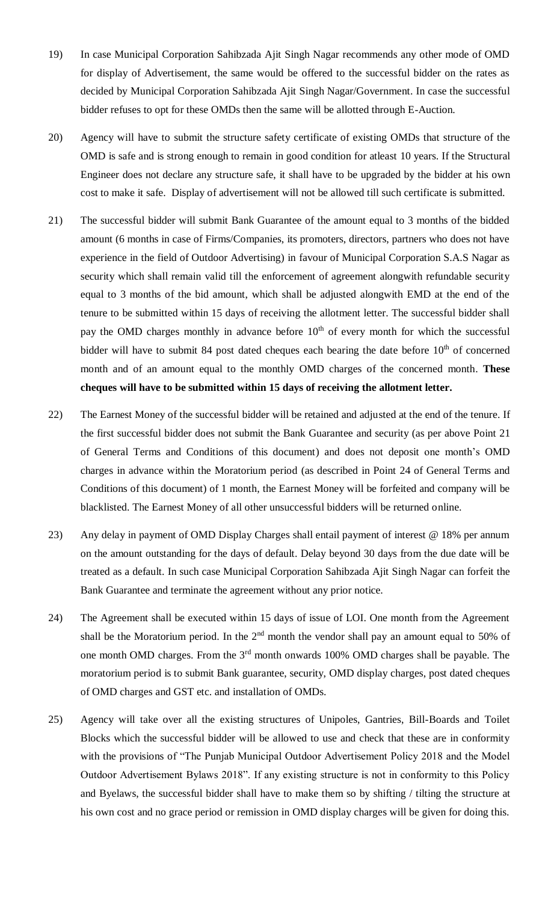19) In case Municipal Corporation Sahibzada Ajit Singh Nagar recommends any other mode of OMD for display of Advertisement, the same would be offered to the successful bidder on the rates as decided by Municipal Corporation Sahibzada Ajit Singh Nagar/Government. In case the successful bidder refuses to opt for these OMDs then the same will be allotted through E-Auction.

20) Agency will have to submit the structure safety certificate of existing OMDs that structure of the OMD is safe and is strong enough to remain in good condition for atleast 10 years. If the Structural Engineer does not declare any structure safe, it shall have to be upgraded by the bidder at his own cost to make it safe. Display of advertisement will not be allowed till such certificate is submitted.

21) The successful bidder will submit Bank Guarantee of the amount equal to 3 months of the bidded amount (6 months in case of Firms/Companies, its promoters, directors, partners who does not have experience in the field of Outdoor Advertising) in favour of Municipal Corporation S.A.S Nagar as security which shall remain valid till the enforcement of agreement alongwith refundable security equal to 3 months of the bid amount, which shall be adjusted alongwith EMD at the end of the tenure to be submitted within 15 days of receiving the allotment letter. The successful bidder shall pay the OMD charges monthly in advance before 10th of every month for which the successful bidder will have to submit 84 post dated cheques each bearing the date before 10th of concerned month and of an amount equal to the monthly OMD charges of the concerned month. **These cheques will have to be submitted within 15 days of receiving the allotment letter.**

22) The Earnest Money of the successful bidder will be retained and adjusted at the end of the tenure. If the first successful bidder does not submit the Bank Guarantee and security (as per above Point 21 of General Terms and Conditions of this document) and does not deposit one month's OMD charges in advance within the Moratorium period (as described in Point 24 of General Terms and Conditions of this document) of 1 month, the Earnest Money will be forfeited and company will be blacklisted. The Earnest Money of all other unsuccessful bidders will be returned online.

23) Any delay in payment of OMD Display Charges shall entail payment of interest @ 18% per annum on the amount outstanding for the days of default. Delay beyond 30 days from the due date will be treated as a default. In such case Municipal Corporation Sahibzada Ajit Singh Nagar can forfeit the Bank Guarantee and terminate the agreement without any prior notice.

24) The Agreement shall be executed within 15 days of issue of LOI. One month from the Agreement shall be the Moratorium period. In the 2nd month the vendor shall pay an amount equal to 50% of one month OMD charges. From the 3rd month onwards 100% OMD charges shall be payable. The moratorium period is to submit Bank guarantee, security, OMD display charges, post dated cheques of OMD charges and GST etc. and installation of OMDs.

25) Agency will take over all the existing structures of Unipoles, Gantries, Bill-Boards and Toilet Blocks which the successful bidder will be allowed to use and check that these are in conformity with the provisions of "The Punjab Municipal Outdoor Advertisement Policy 2018 and the Model Outdoor Advertisement Bylaws 2018". If any existing structure is not in conformity to this Policy and Byelaws, the successful bidder shall have to make them so by shifting / tilting the structure at his own cost and no grace period or remission in OMD display charges will be given for doing this.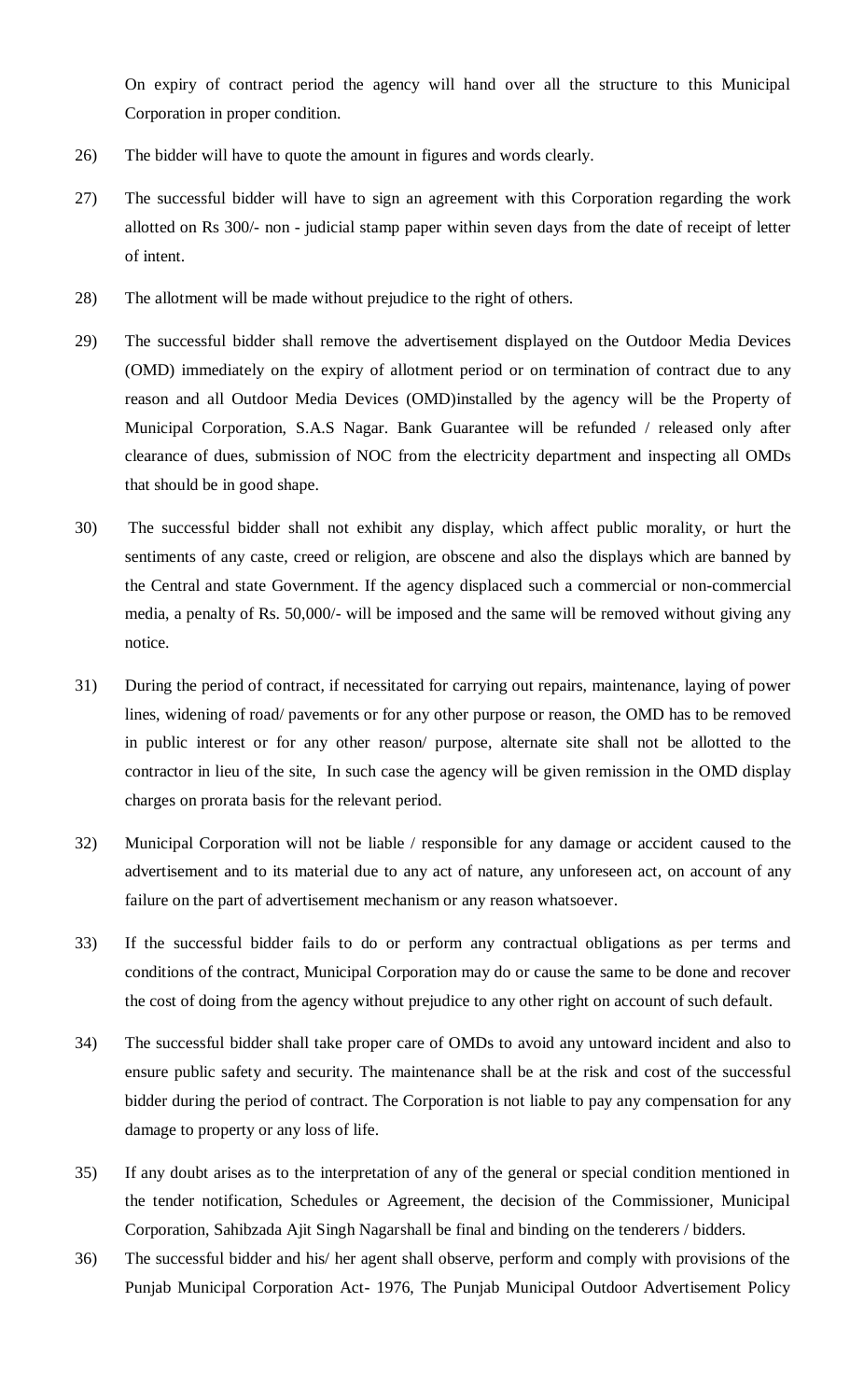On expiry of contract period the agency will hand over all the structure to this Municipal Corporation in proper condition.

26) The bidder will have to quote the amount in figures and words clearly.

27) The successful bidder will have to sign an agreement with this Corporation regarding the work allotted on Rs 300/- non - judicial stamp paper within seven days from the date of receipt of letter of intent.

28) The allotment will be made without prejudice to the right of others.

29) The successful bidder shall remove the advertisement displayed on the Outdoor Media Devices (OMD) immediately on the expiry of allotment period or on termination of contract due to any reason and all Outdoor Media Devices (OMD)installed by the agency will be the Property of Municipal Corporation, S.A.S Nagar. Bank Guarantee will be refunded / released only after clearance of dues, submission of NOC from the electricity department and inspecting all OMDs that should be in good shape.

30) The successful bidder shall not exhibit any display, which affect public morality, or hurt the sentiments of any caste, creed or religion, are obscene and also the displays which are banned by the Central and state Government. If the agency displaced such a commercial or non-commercial media, a penalty of Rs. 50,000/- will be imposed and the same will be removed without giving any notice.

31) During the period of contract, if necessitated for carrying out repairs, maintenance, laying of power lines, widening of road/ pavements or for any other purpose or reason, the OMD has to be removed in public interest or for any other reason/ purpose, alternate site shall not be allotted to the contractor in lieu of the site, In such case the agency will be given remission in the OMD display charges on prorata basis for the relevant period.

32) Municipal Corporation will not be liable / responsible for any damage or accident caused to the advertisement and to its material due to any act of nature, any unforeseen act, on account of any failure on the part of advertisement mechanism or any reason whatsoever.

33) If the successful bidder fails to do or perform any contractual obligations as per terms and conditions of the contract, Municipal Corporation may do or cause the same to be done and recover the cost of doing from the agency without prejudice to any other right on account of such default.

34) The successful bidder shall take proper care of OMDs to avoid any untoward incident and also to ensure public safety and security. The maintenance shall be at the risk and cost of the successful bidder during the period of contract. The Corporation is not liable to pay any compensation for any damage to property or any loss of life.

35) If any doubt arises as to the interpretation of any of the general or special condition mentioned in the tender notification, Schedules or Agreement, the decision of the Commissioner, Municipal Corporation, Sahibzada Ajit Singh Nagarshall be final and binding on the tenderers / bidders.

36) The successful bidder and his/ her agent shall observe, perform and comply with provisions of the Punjab Municipal Corporation Act- 1976, The Punjab Municipal Outdoor Advertisement Policy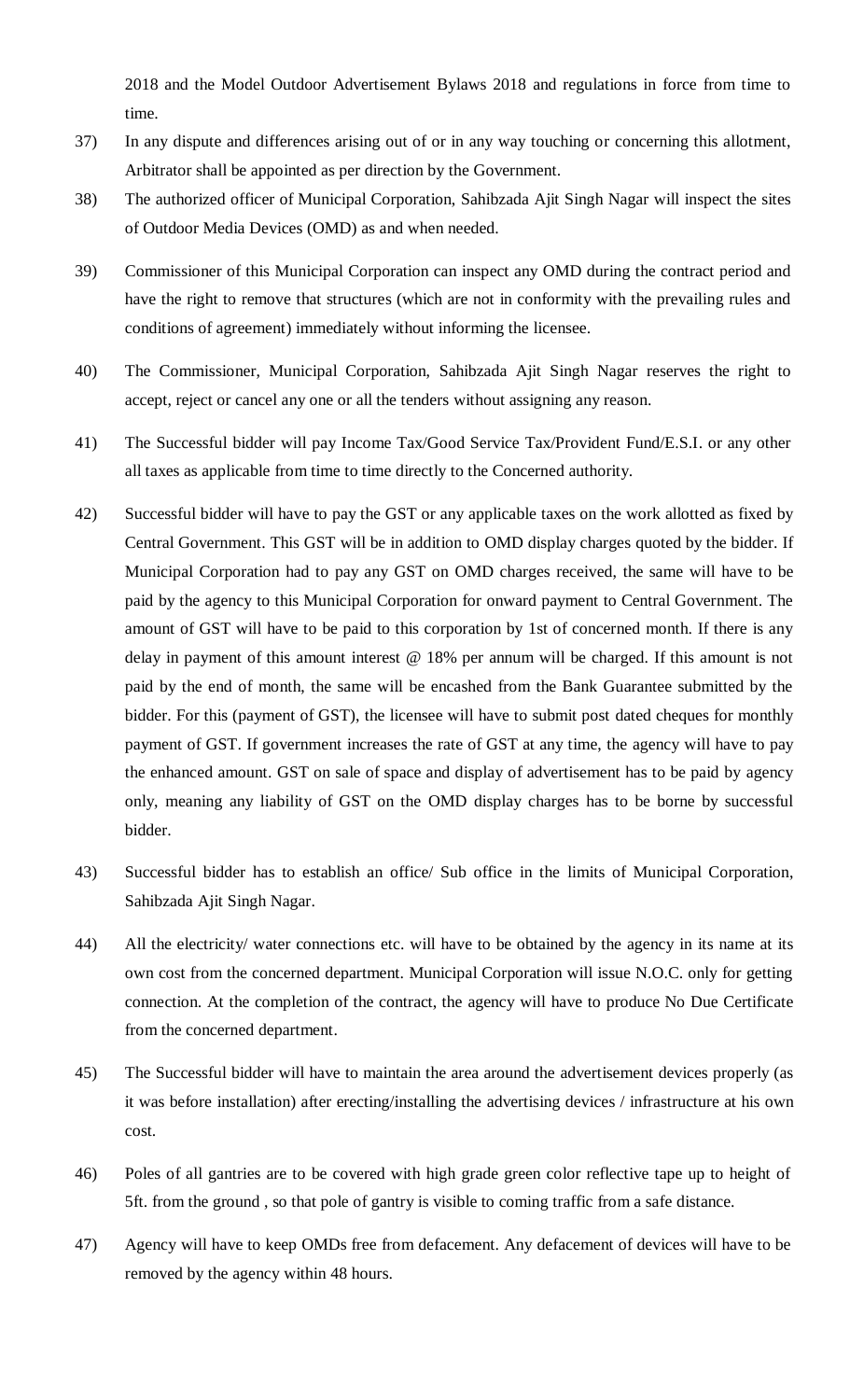2018 and the Model Outdoor Advertisement Bylaws 2018 and regulations in force from time to time.

37) In any dispute and differences arising out of or in any way touching or concerning this allotment, Arbitrator shall be appointed as per direction by the Government.

38) The authorized officer of Municipal Corporation, Sahibzada Ajit Singh Nagar will inspect the sites of Outdoor Media Devices (OMD) as and when needed.

39) Commissioner of this Municipal Corporation can inspect any OMD during the contract period and have the right to remove that structures (which are not in conformity with the prevailing rules and conditions of agreement) immediately without informing the licensee.

40) The Commissioner, Municipal Corporation, Sahibzada Ajit Singh Nagar reserves the right to accept, reject or cancel any one or all the tenders without assigning any reason.

41) The Successful bidder will pay Income Tax/Good Service Tax/Provident Fund/E.S.I. or any other all taxes as applicable from time to time directly to the Concerned authority.

42) Successful bidder will have to pay the GST or any applicable taxes on the work allotted as fixed by Central Government. This GST will be in addition to OMD display charges quoted by the bidder. If Municipal Corporation had to pay any GST on OMD charges received, the same will have to be paid by the agency to this Municipal Corporation for onward payment to Central Government. The amount of GST will have to be paid to this corporation by 1st of concerned month. If there is any delay in payment of this amount interest @ 18% per annum will be charged. If this amount is not paid by the end of month, the same will be encashed from the Bank Guarantee submitted by the bidder. For this (payment of GST), the licensee will have to submit post dated cheques for monthly payment of GST. If government increases the rate of GST at any time, the agency will have to pay the enhanced amount. GST on sale of space and display of advertisement has to be paid by agency only, meaning any liability of GST on the OMD display charges has to be borne by successful bidder.

43) Successful bidder has to establish an office/ Sub office in the limits of Municipal Corporation, Sahibzada Ajit Singh Nagar.

44) All the electricity/ water connections etc. will have to be obtained by the agency in its name at its own cost from the concerned department. Municipal Corporation will issue N.O.C. only for getting connection. At the completion of the contract, the agency will have to produce No Due Certificate from the concerned department.

45) The Successful bidder will have to maintain the area around the advertisement devices properly (as it was before installation) after erecting/installing the advertising devices / infrastructure at his own cost.

46) Poles of all gantries are to be covered with high grade green color reflective tape up to height of 5ft. from the ground , so that pole of gantry is visible to coming traffic from a safe distance.

47) Agency will have to keep OMDs free from defacement. Any defacement of devices will have to be removed by the agency within 48 hours.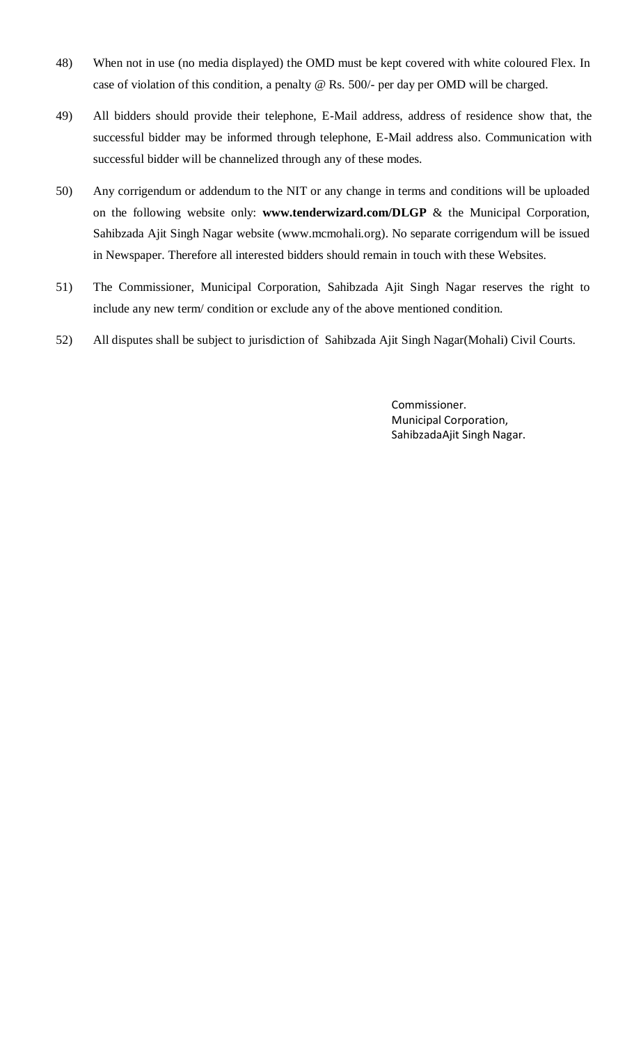48) When not in use (no media displayed) the OMD must be kept covered with white coloured Flex. In case of violation of this condition, a penalty @ Rs. 500/- per day per OMD will be charged.

49) All bidders should provide their telephone, E-Mail address, address of residence show that, the successful bidder may be informed through telephone, E-Mail address also. Communication with successful bidder will be channelized through any of these modes.

50) Any corrigendum or addendum to the NIT or any change in terms and conditions will be uploaded on the following website only: **www.tenderwizard.com/DLGP** & the Municipal Corporation, Sahibzada Ajit Singh Nagar website (www.mcmohali.org). No separate corrigendum will be issued in Newspaper. Therefore all interested bidders should remain in touch with these Websites.

51) The Commissioner, Municipal Corporation, Sahibzada Ajit Singh Nagar reserves the right to include any new term/ condition or exclude any of the above mentioned condition.

52) All disputes shall be subject to jurisdiction of Sahibzada Ajit Singh Nagar(Mohali) Civil Courts.

Commissioner.
Municipal Corporation,
SahibzadaAjit Singh Nagar.